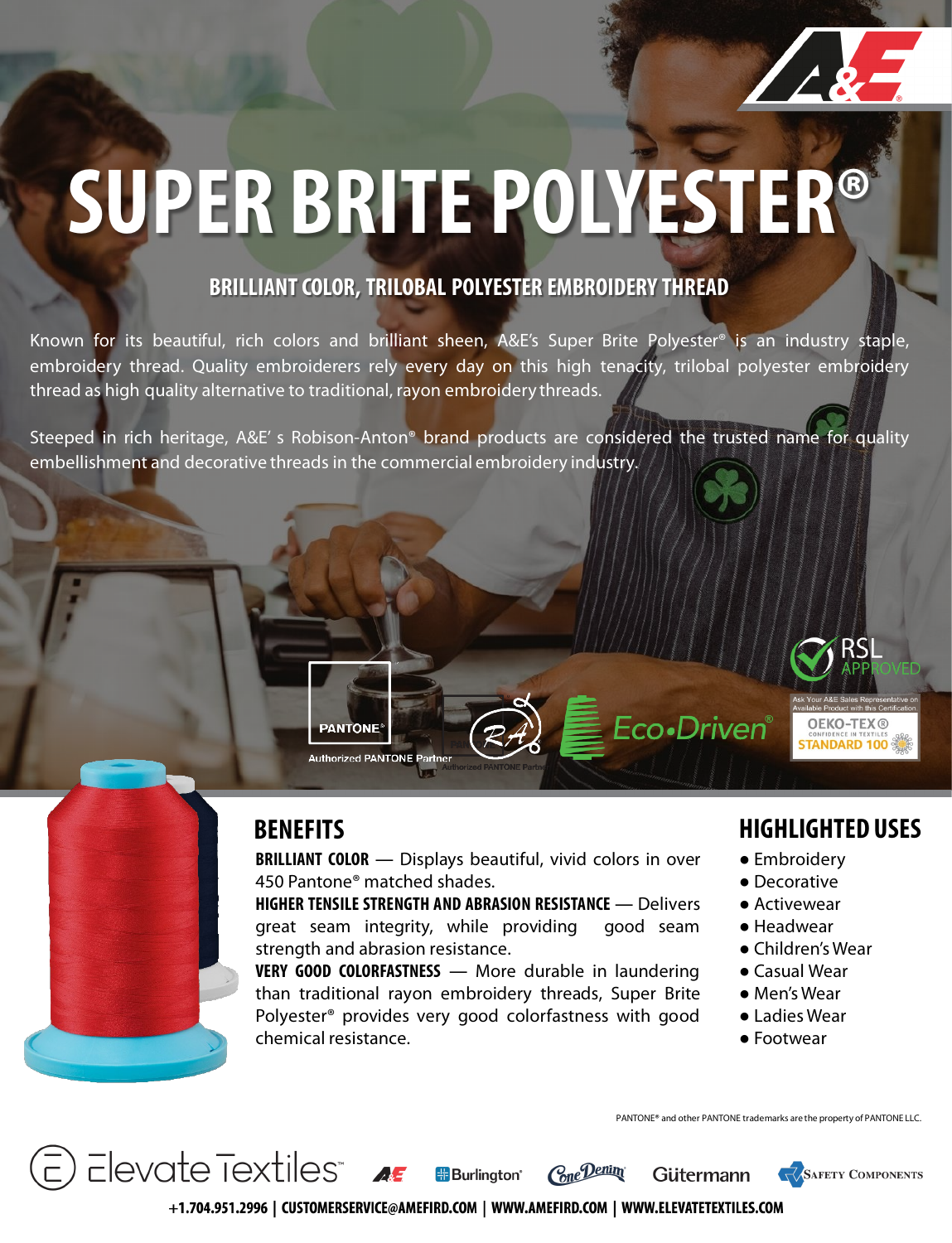# SUPER BRITE POLYESTER®

## BRILLIANT COLOR, TRILOBAL POLYESTER EMBROIDERY THREAD

Known for its beautiful, rich colors and brilliant sheen, A&E's Super Brite Polyester® is an industry staple, embroidery thread. Quality embroiderers rely every day on this high tenacity, trilobal polyester embroidery thread as high quality alternative to traditional, rayon embroidery threads.

Steeped in rich heritage, A&E' s Robison-Anton® brand products are considered the trusted name for quality embellishment and decorative threads in the commercial embroidery industry.

PANTONE® Authorized PANTONE Partner

Eco•Driven®

RSL APPROVED

Ask Your A&E Sales Representative on Available Product with this Certification. OEKO-TEX® CONFIDENCE IN TEXTILES STANDARD 100

## BENEFITS

**BRILLIANT COLOR** — Displays beautiful, vivid colors in over 450 Pantone® matched shades.

**HIGHER TENSILE STRENGTH AND ABRASION RESISTANCE** — Delivers great seam integrity, while providing good seam strength and abrasion resistance.

**VERY GOOD COLORFASTNESS** — More durable in laundering than traditional rayon embroidery threads, Super Brite Polyester® provides very good colorfastness with good chemical resistance.

## HIGHLIGHTED USES

- Embroidery
- Decorative
- Activewear
- Headwear
- Children's Wear
- Casual Wear
- Men's Wear
- Ladies Wear
- Footwear

PANTONE® and other PANTONE trademarks are the property of PANTONE LLC.

Elevate Textiles™ A&E Burlington® Cone Denim® Gütermann Safety Components

**+1.704.951.2996 | CUSTOMERSERVICE@AMEFIRD.COM | WWW.AMEFIRD.COM | WWW.ELEVATETEXTILES.COM**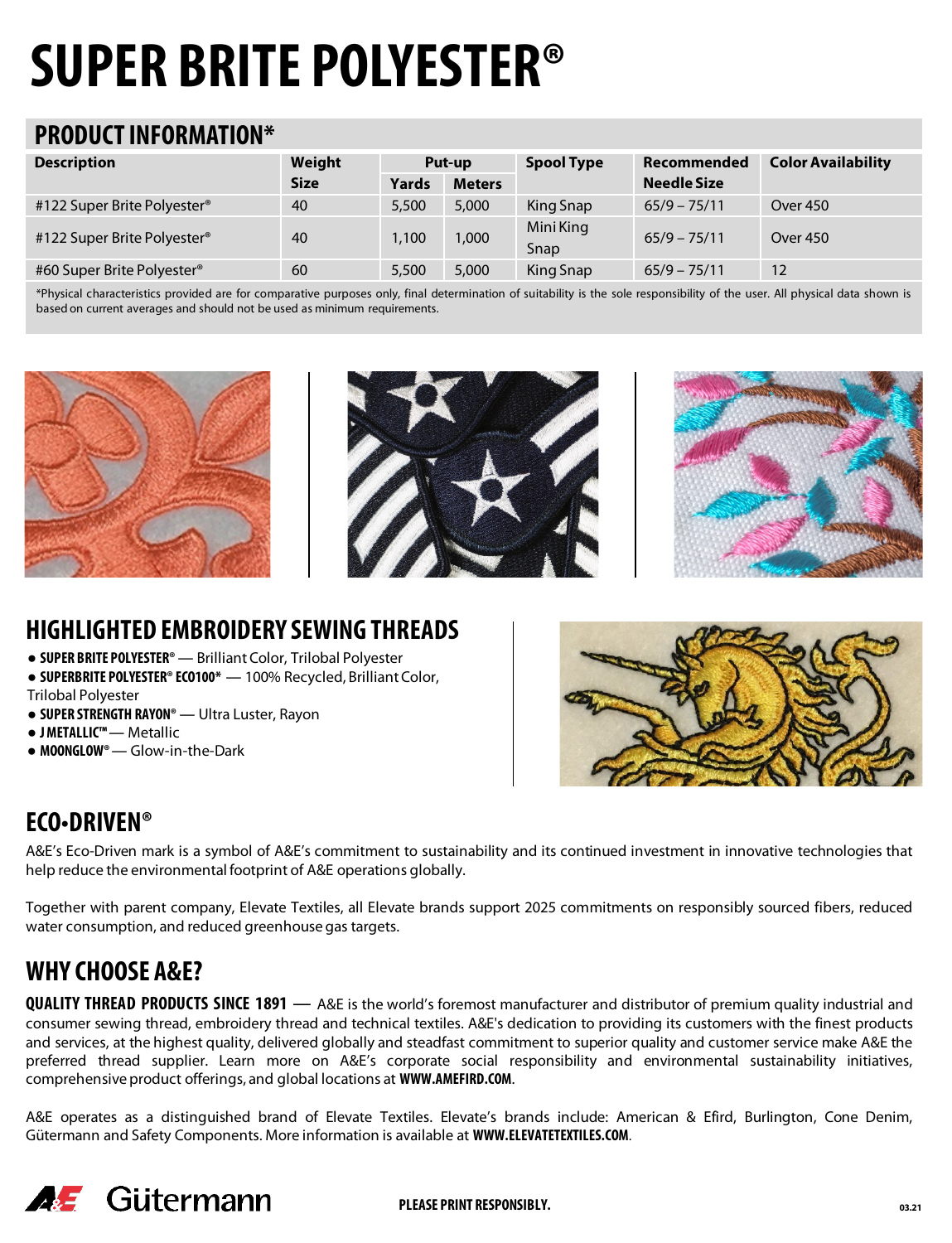# SUPER BRITE POLYESTER®

## PRODUCT INFORMATION*

| Description | Weight Size | Put-up | | Spool Type | Recommended Needle Size | Color Availability |
|---|---|---|---|---|---|---|
| | | Yards | Meters | | | |
| #122 Super Brite Polyester® | 40 | 5,500 | 5,000 | King Snap | 65/9 – 75/11 | Over 450 |
| #122 Super Brite Polyester® | 40 | 1,100 | 1,000 | Mini King Snap | 65/9 – 75/11 | Over 450 |
| #60 Super Brite Polyester® | 60 | 5,500 | 5,000 | King Snap | 65/9 – 75/11 | 12 |

*Physical characteristics provided are for comparative purposes only, final determination of suitability is the sole responsibility of the user. All physical data shown is based on current averages and should not be used as minimum requirements.

## HIGHLIGHTED EMBROIDERY SEWING THREADS

- **SUPER BRITE POLYESTER®** — Brilliant Color, Trilobal Polyester
- **SUPERBRITE POLYESTER® ECO100*** — 100% Recycled, Brilliant Color, Trilobal Polyester
- **SUPER STRENGTH RAYON®** — Ultra Luster, Rayon
- **J METALLIC™** — Metallic
- **MOONGLOW®** — Glow-in-the-Dark

## ECO•DRIVEN®

A&E's Eco-Driven mark is a symbol of A&E's commitment to sustainability and its continued investment in innovative technologies that help reduce the environmental footprint of A&E operations globally.

Together with parent company, Elevate Textiles, all Elevate brands support 2025 commitments on responsibly sourced fibers, reduced water consumption, and reduced greenhouse gas targets.

## WHY CHOOSE A&E?

**QUALITY THREAD PRODUCTS SINCE 1891** — A&E is the world's foremost manufacturer and distributor of premium quality industrial and consumer sewing thread, embroidery thread and technical textiles. A&E's dedication to providing its customers with the finest products and services, at the highest quality, delivered globally and steadfast commitment to superior quality and customer service make A&E the preferred thread supplier. Learn more on A&E's corporate social responsibility and environmental sustainability initiatives, comprehensive product offerings, and global locations at **WWW.AMEFIRD.COM**.

A&E operates as a distinguished brand of Elevate Textiles. Elevate's brands include: American & Efird, Burlington, Cone Denim, Gütermann and Safety Components. More information is available at **WWW.ELEVATETEXTILES.COM**.

A&E Gütermann

**PLEASE PRINT RESPONSIBLY.**

03.21